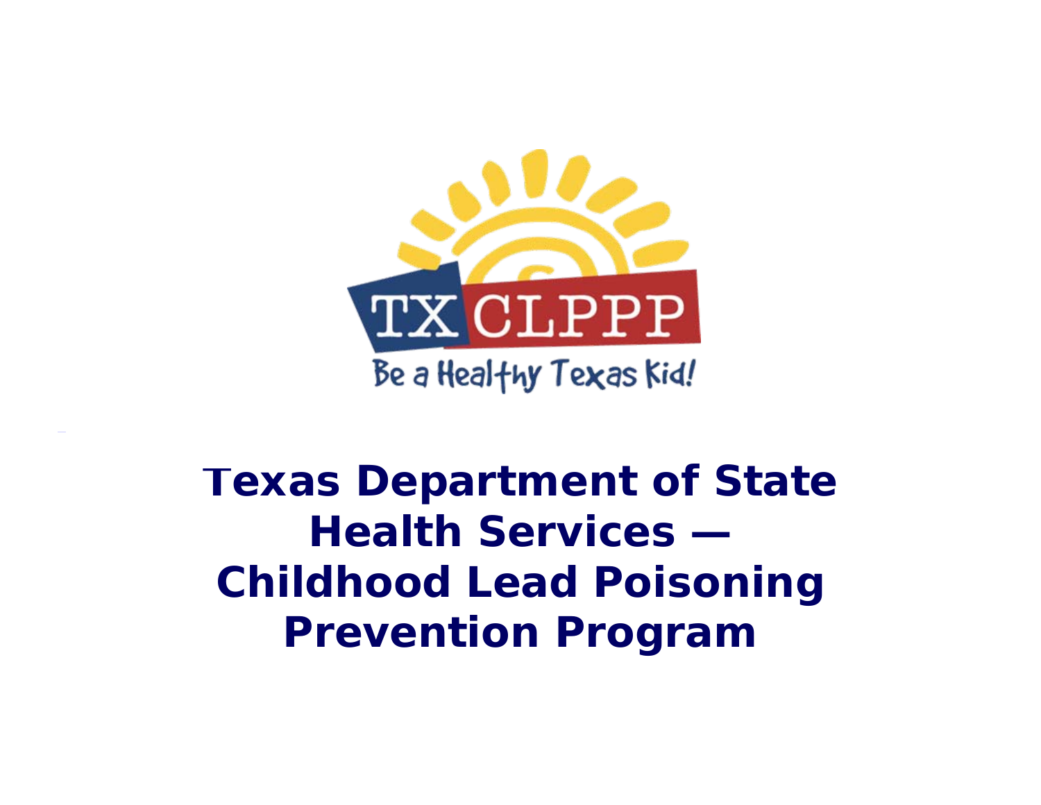TX CLPPP

Be a Healthy Texas Kid!

# Texas Department of State Health Services — Childhood Lead Poisoning Prevention Program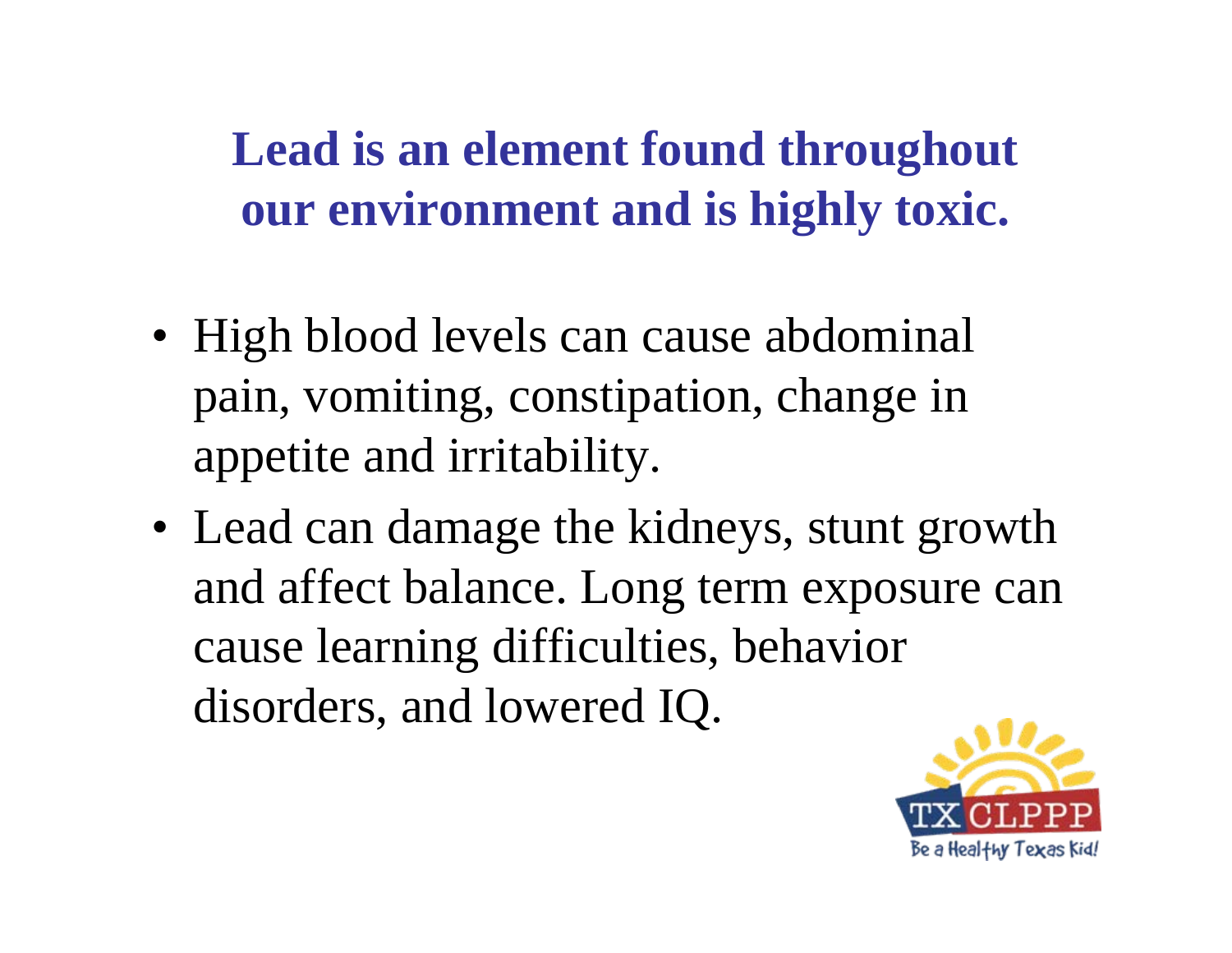## Lead is an element found throughout our environment and is highly toxic.

- High blood levels can cause abdominal pain, vomiting, constipation, change in appetite and irritability.
- Lead can damage the kidneys, stunt growth and affect balance. Long term exposure can cause learning difficulties, behavior disorders, and lowered IQ.

TX CLPPP
Be a Healthy Texas Kid!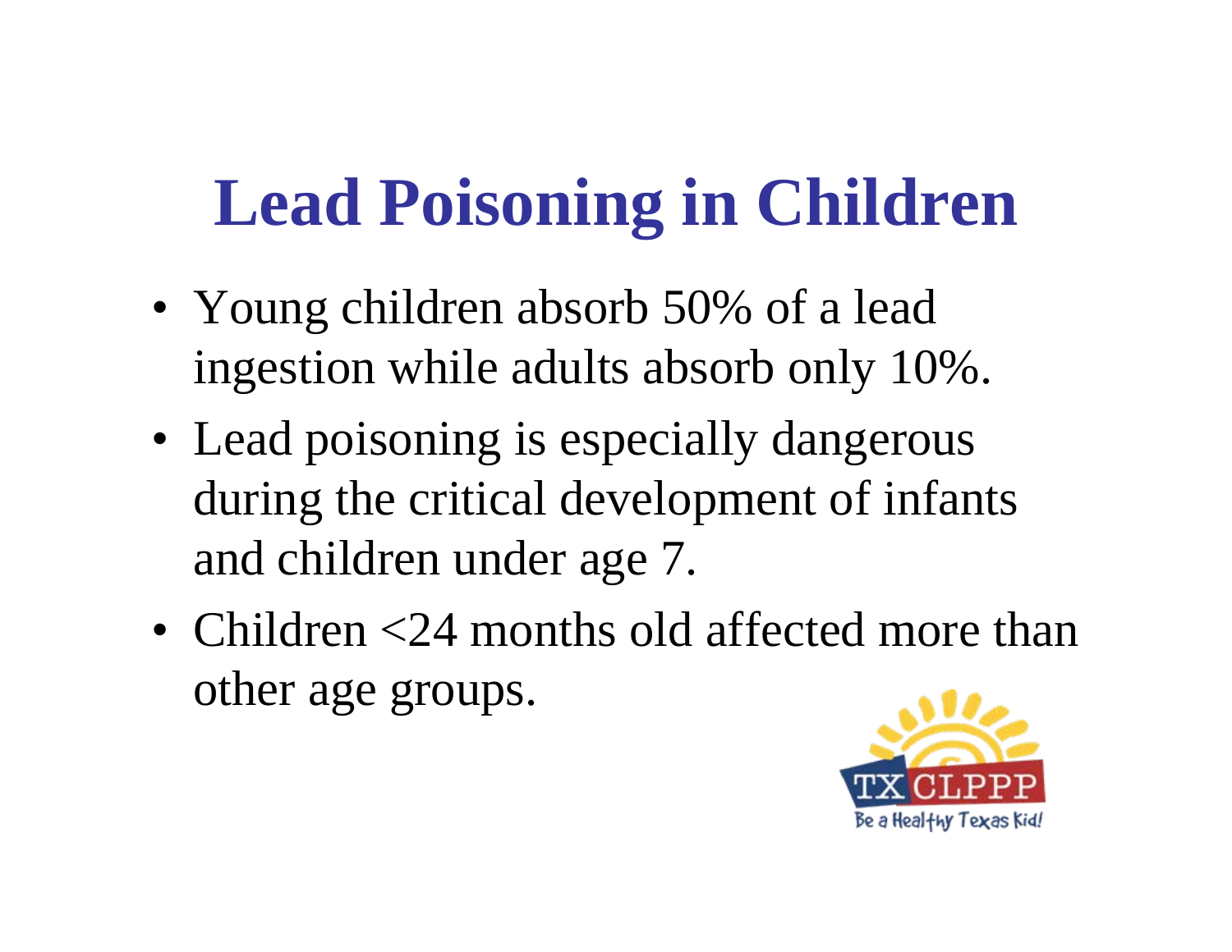# Lead Poisoning in Children

- Young children absorb 50% of a lead ingestion while adults absorb only 10%.
- Lead poisoning is especially dangerous during the critical development of infants and children under age 7.
- Children <24 months old affected more than other age groups.

TX CLPPP
Be a Healthy Texas Kid!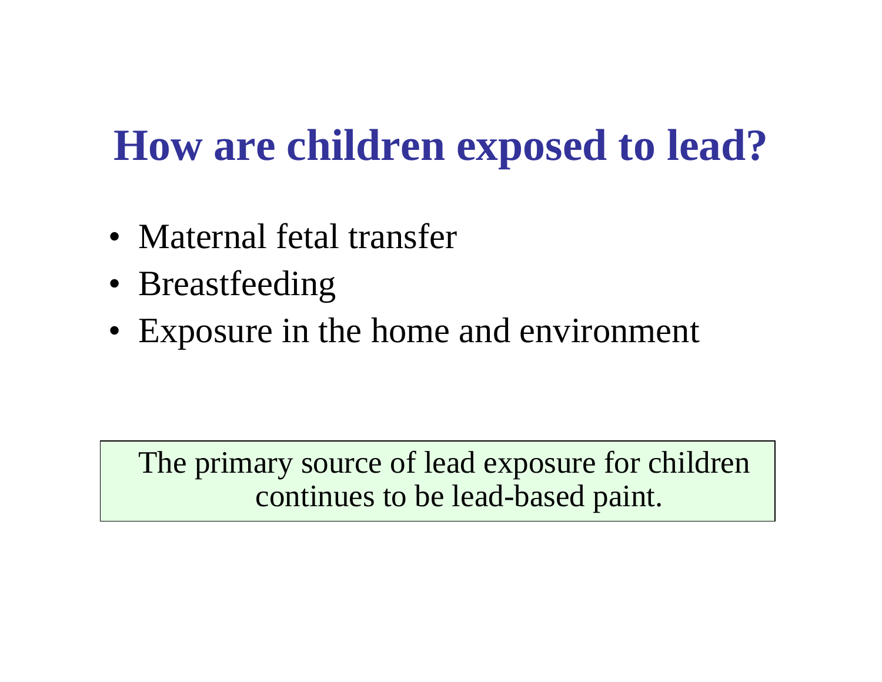# How are children exposed to lead?

- Maternal fetal transfer
- Breastfeeding
- Exposure in the home and environment

The primary source of lead exposure for children continues to be lead-based paint.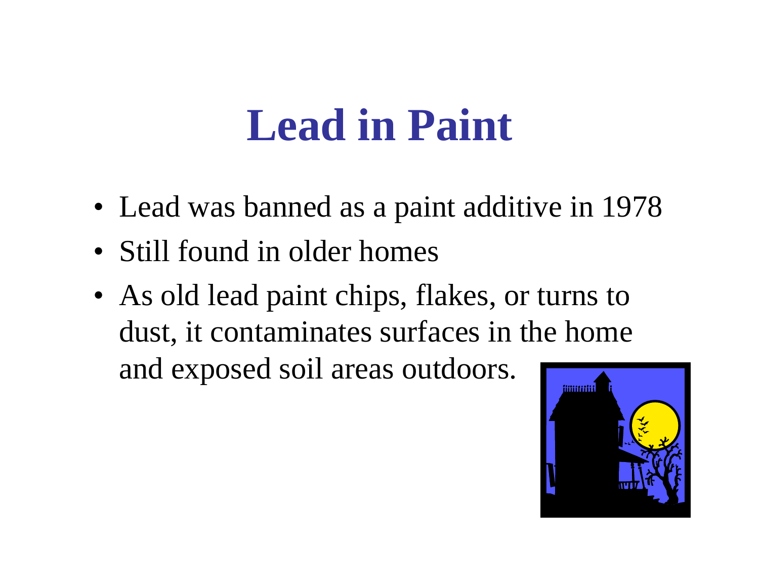# Lead in Paint

- Lead was banned as a paint additive in 1978
- Still found in older homes
- As old lead paint chips, flakes, or turns to dust, it contaminates surfaces in the home and exposed soil areas outdoors.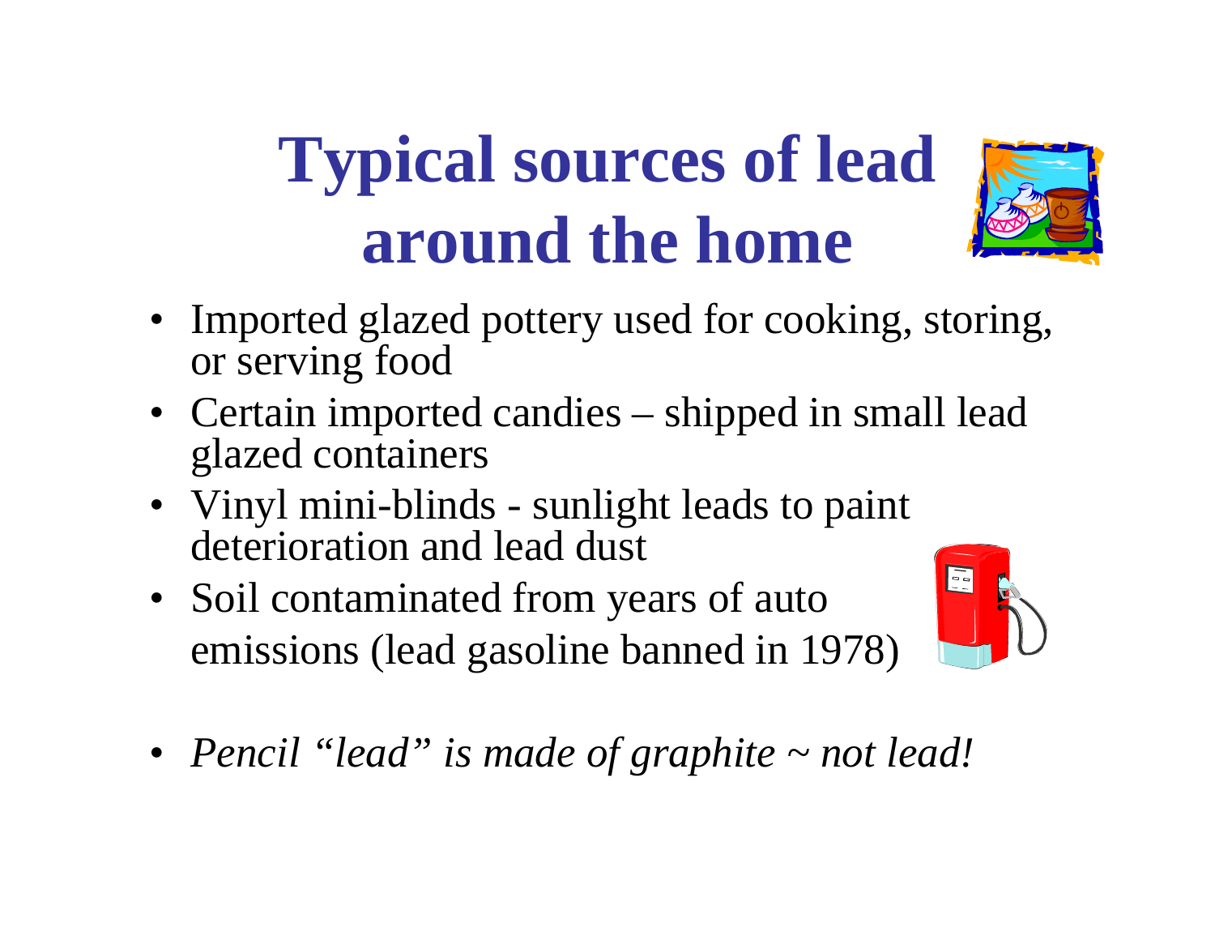# Typical sources of lead around the home

- Imported glazed pottery used for cooking, storing, or serving food
- Certain imported candies – shipped in small lead glazed containers
- Vinyl mini-blinds - sunlight leads to paint deterioration and lead dust
- Soil contaminated from years of auto emissions (lead gasoline banned in 1978)

- *Pencil "lead" is made of graphite ~ not lead!*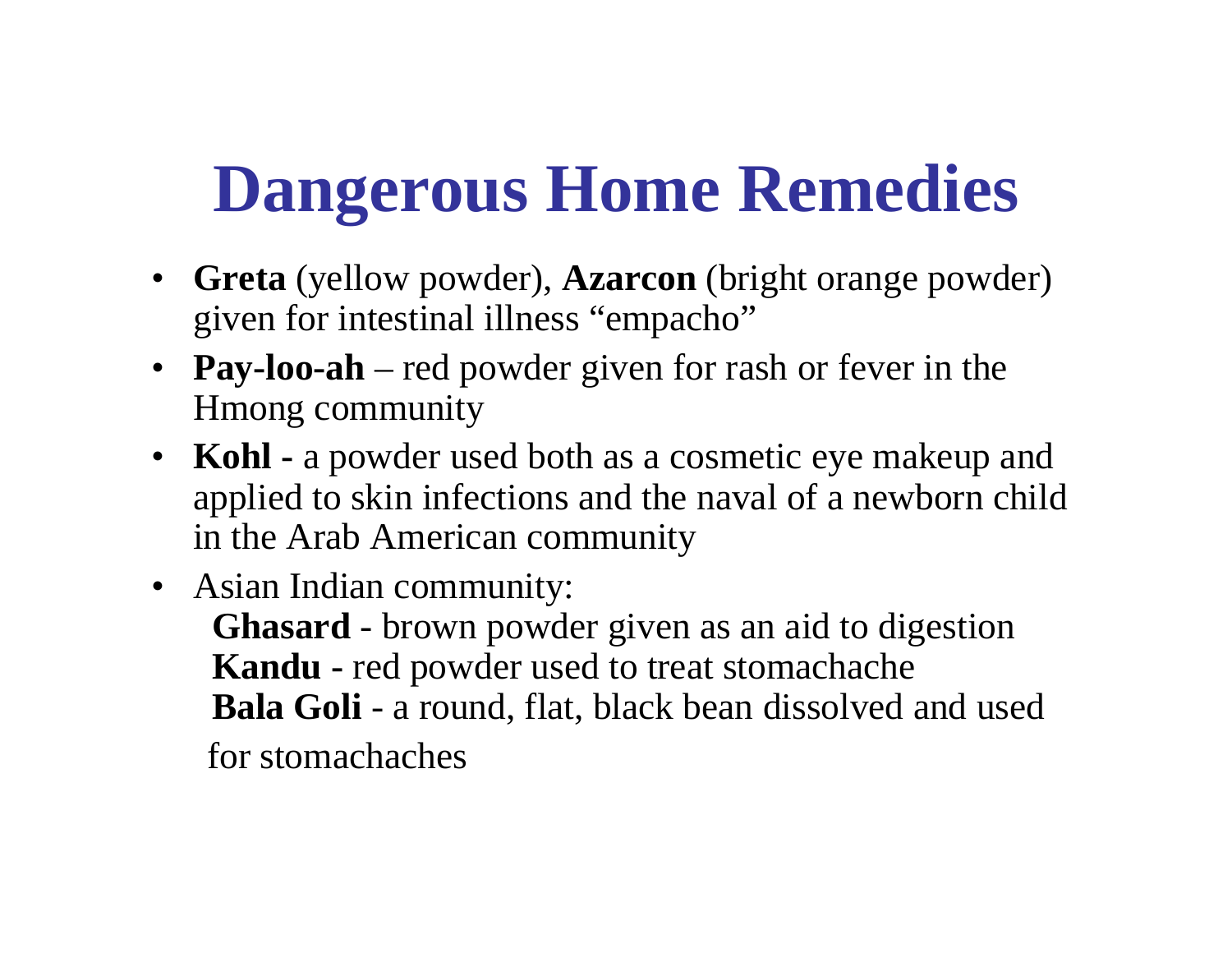# Dangerous Home Remedies

- **Greta** (yellow powder), **Azarcon** (bright orange powder) given for intestinal illness "empacho"
- **Pay-loo-ah** – red powder given for rash or fever in the Hmong community
- **Kohl -** a powder used both as a cosmetic eye makeup and applied to skin infections and the naval of a newborn child in the Arab American community
- Asian Indian community:
  - **Ghasard** - brown powder given as an aid to digestion
  - **Kandu -** red powder used to treat stomachache
  - **Bala Goli** - a round, flat, black bean dissolved and used for stomachaches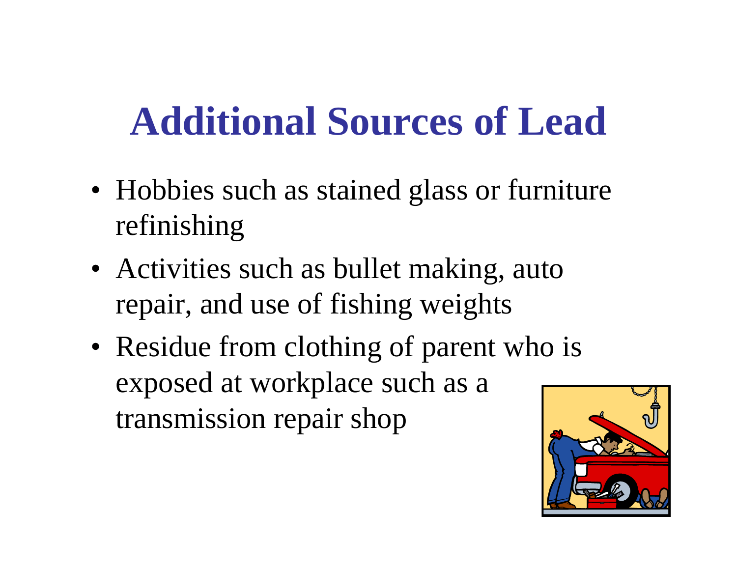# Additional Sources of Lead

- Hobbies such as stained glass or furniture refinishing
- Activities such as bullet making, auto repair, and use of fishing weights
- Residue from clothing of parent who is exposed at workplace such as a transmission repair shop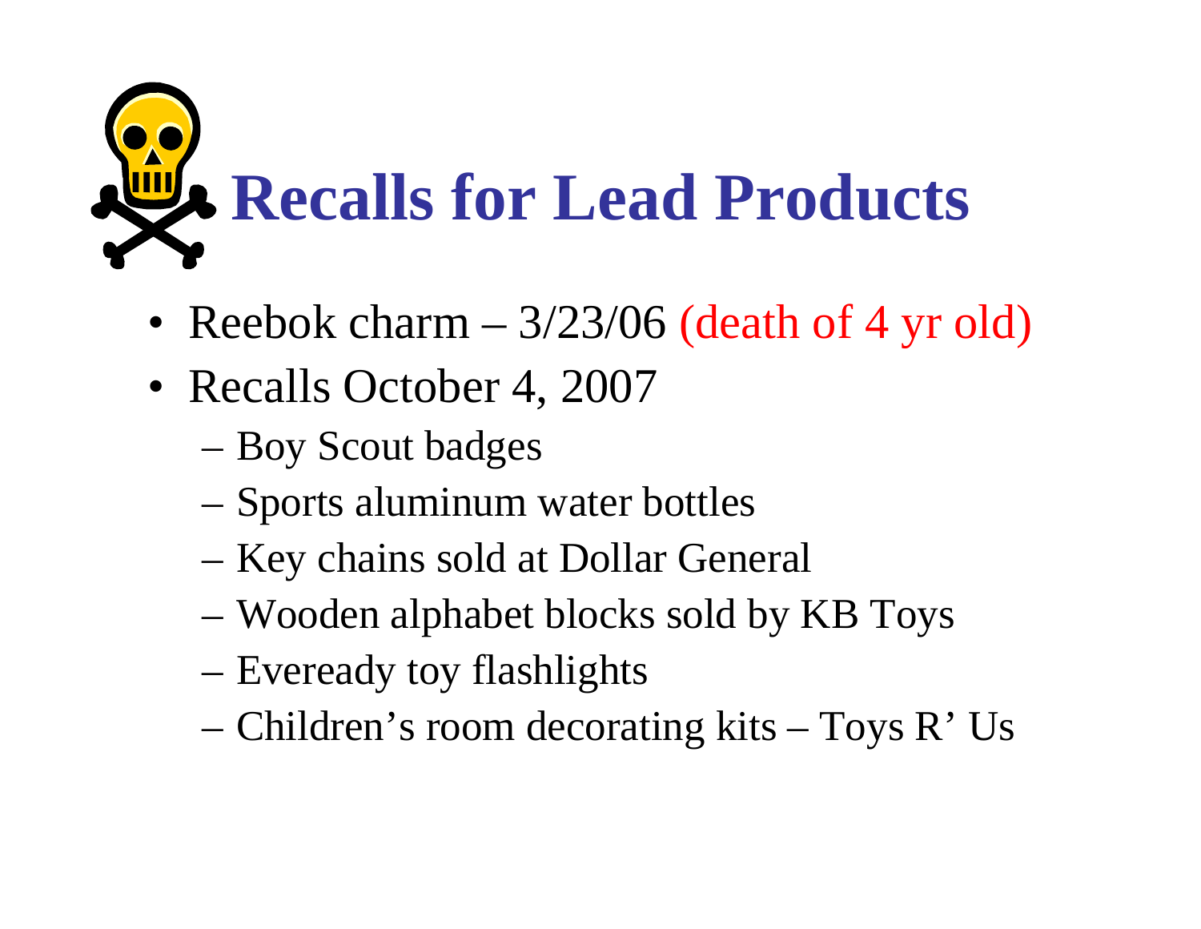# Recalls for Lead Products

- Reebok charm – 3/23/06 (death of 4 yr old)
- Recalls October 4, 2007
  - Boy Scout badges
  - Sports aluminum water bottles
  - Key chains sold at Dollar General
  - Wooden alphabet blocks sold by KB Toys
  - Eveready toy flashlights
  - Children's room decorating kits – Toys R' Us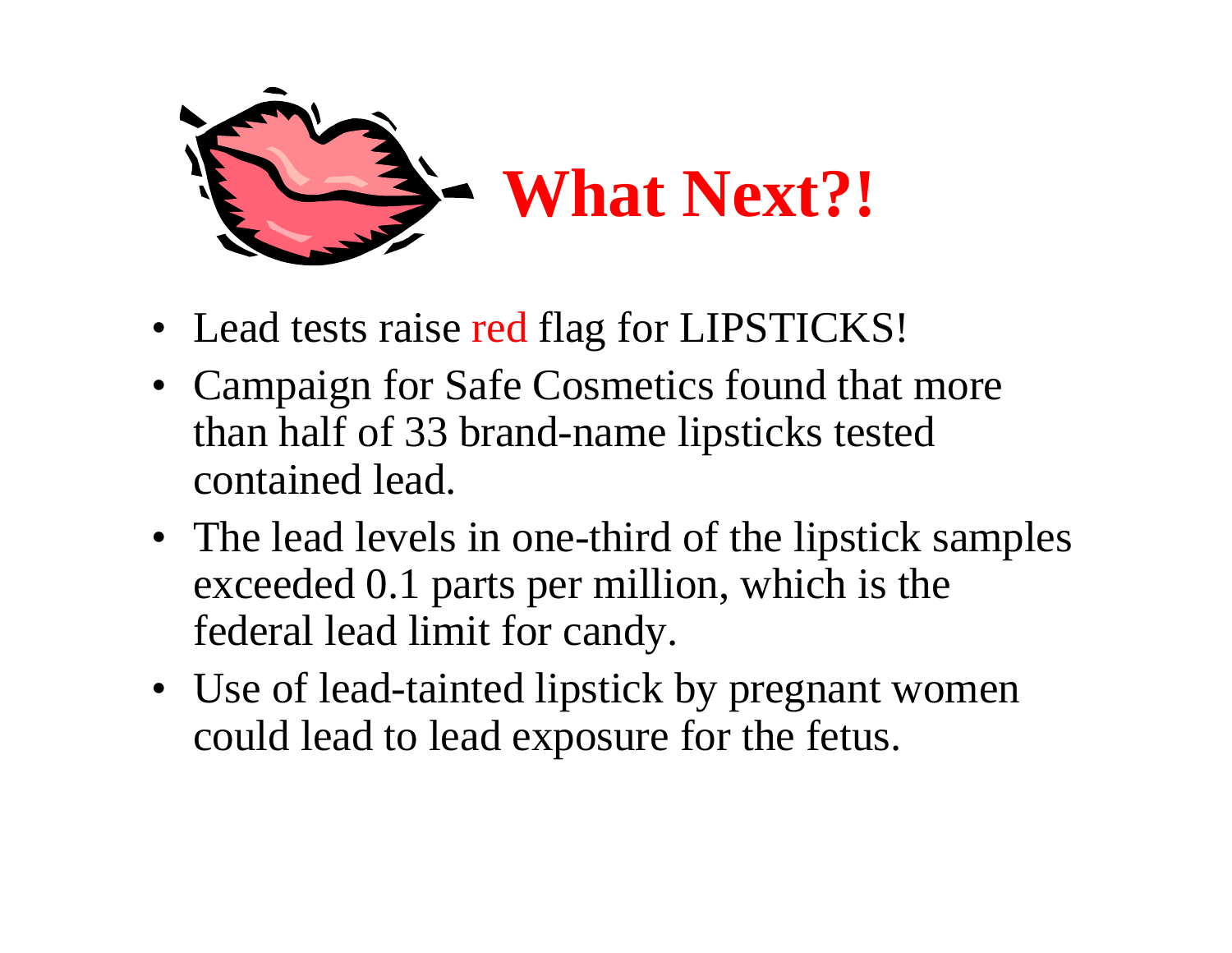# What Next?!

- Lead tests raise red flag for LIPSTICKS!
- Campaign for Safe Cosmetics found that more than half of 33 brand-name lipsticks tested contained lead.
- The lead levels in one-third of the lipstick samples exceeded 0.1 parts per million, which is the federal lead limit for candy.
- Use of lead-tainted lipstick by pregnant women could lead to lead exposure for the fetus.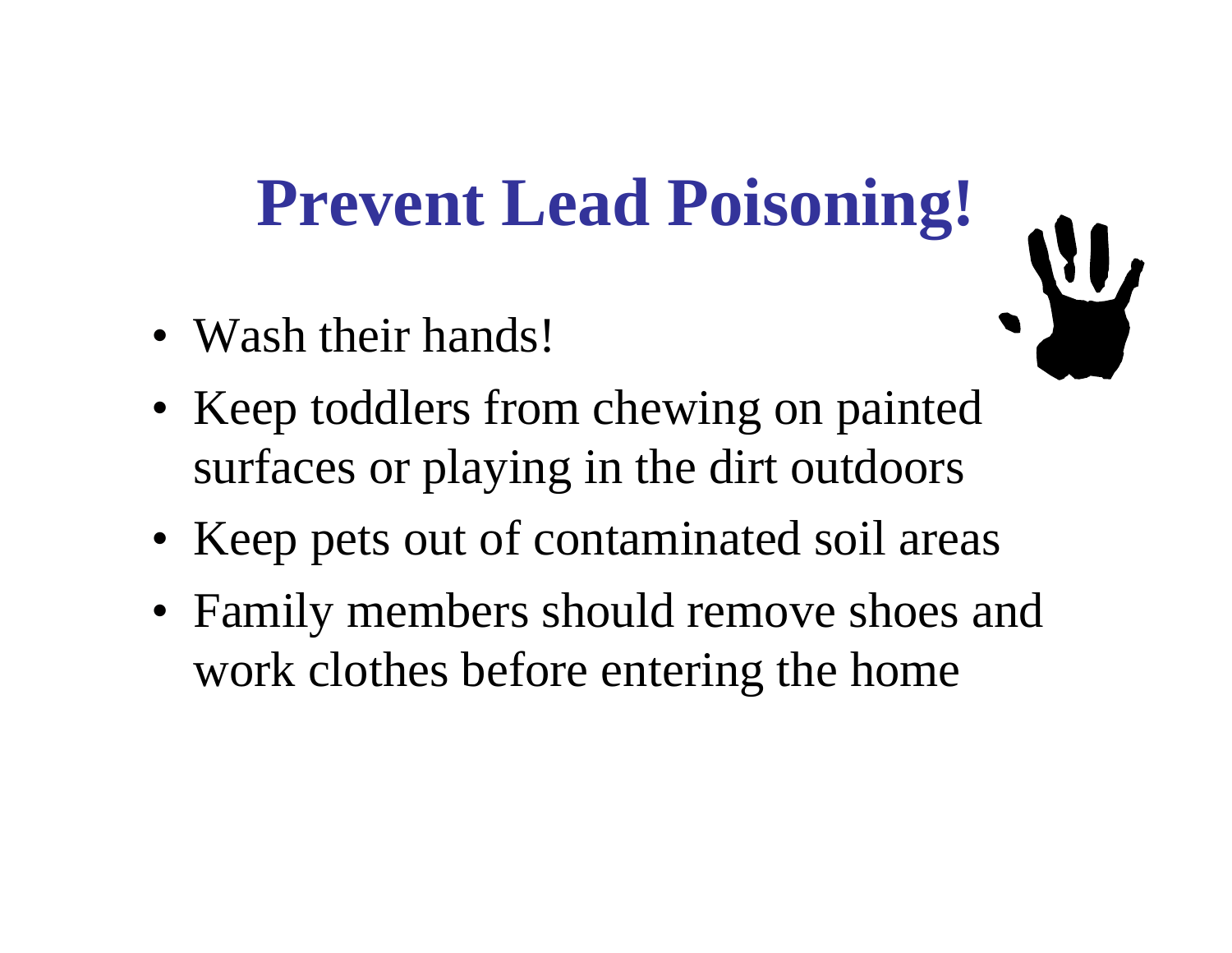# Prevent Lead Poisoning!

- Wash their hands!
- Keep toddlers from chewing on painted surfaces or playing in the dirt outdoors
- Keep pets out of contaminated soil areas
- Family members should remove shoes and work clothes before entering the home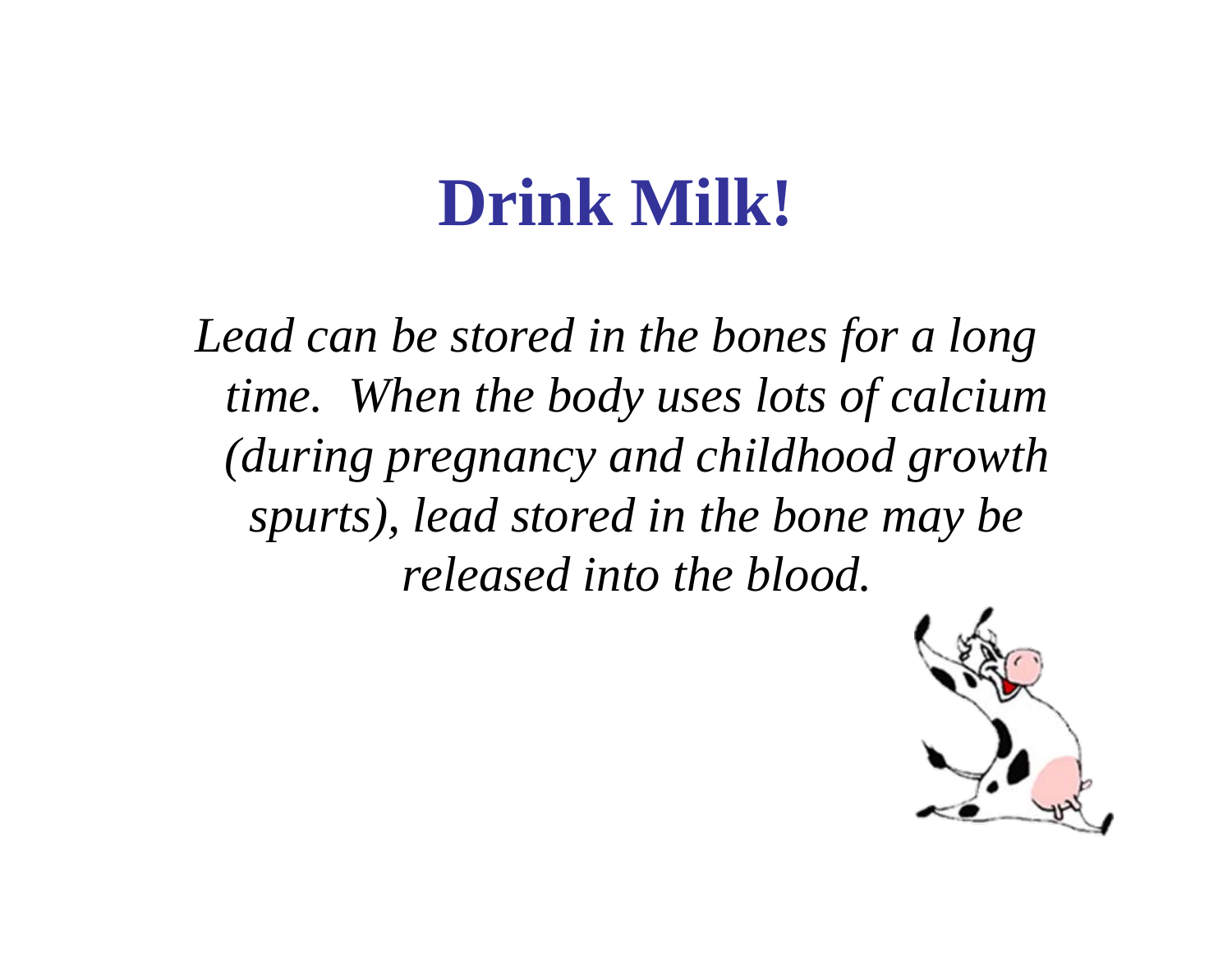# Drink Milk!

*Lead can be stored in the bones for a long time. When the body uses lots of calcium (during pregnancy and childhood growth spurts), lead stored in the bone may be released into the blood.*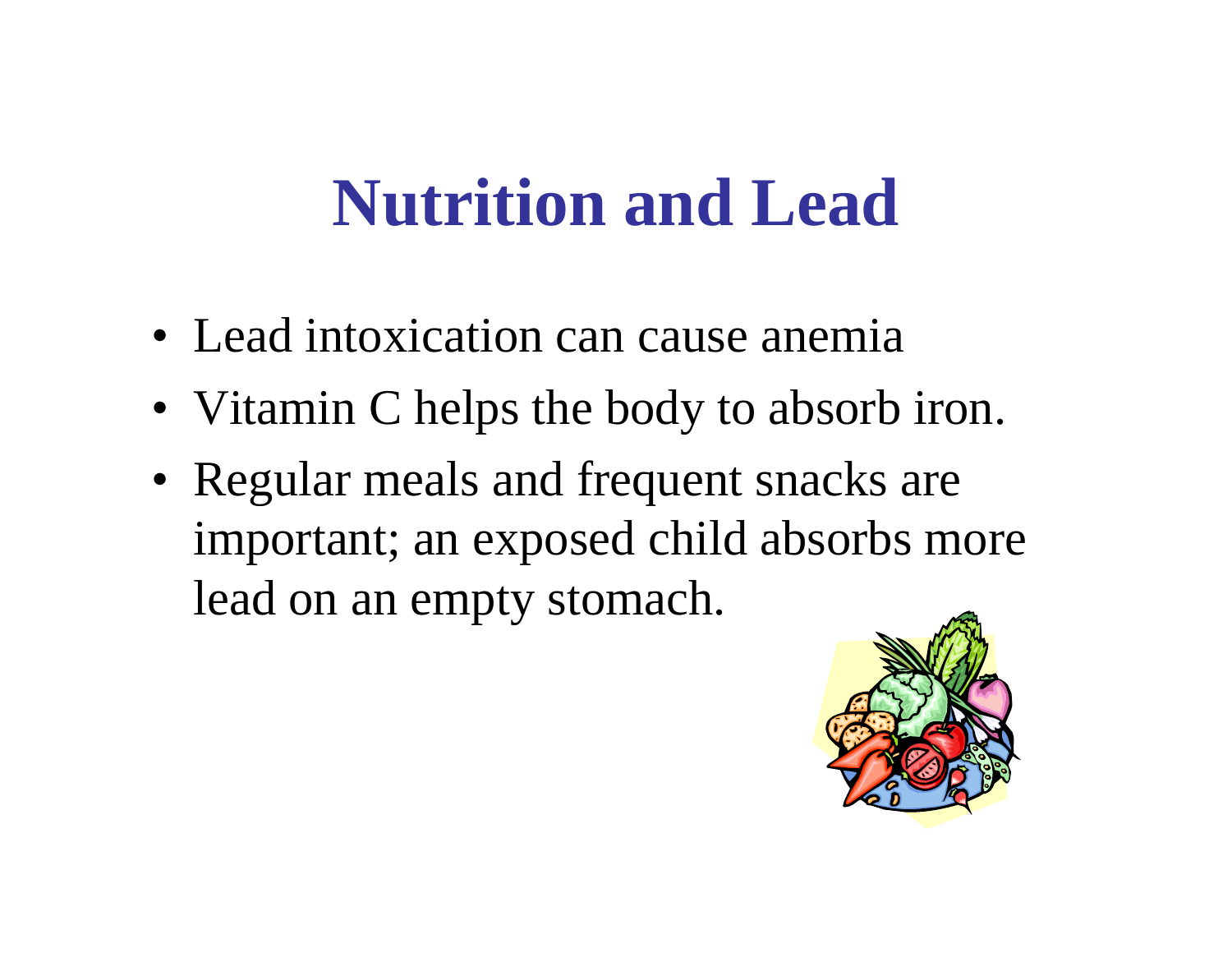# Nutrition and Lead

- Lead intoxication can cause anemia
- Vitamin C helps the body to absorb iron.
- Regular meals and frequent snacks are important; an exposed child absorbs more lead on an empty stomach.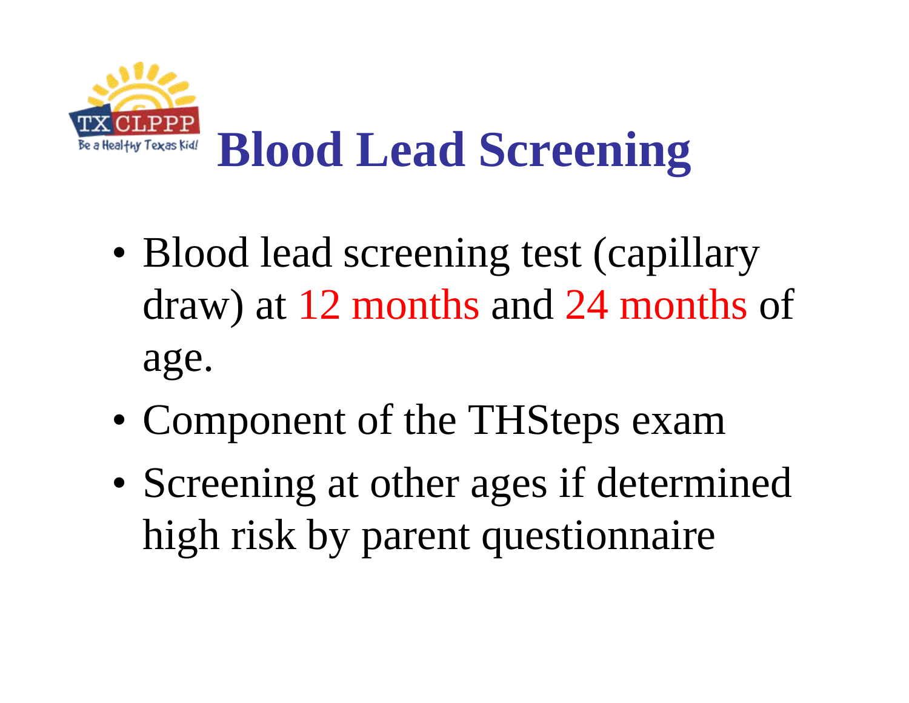# Blood Lead Screening

- Blood lead screening test (capillary draw) at 12 months and 24 months of age.
- Component of the THSteps exam
- Screening at other ages if determined high risk by parent questionnaire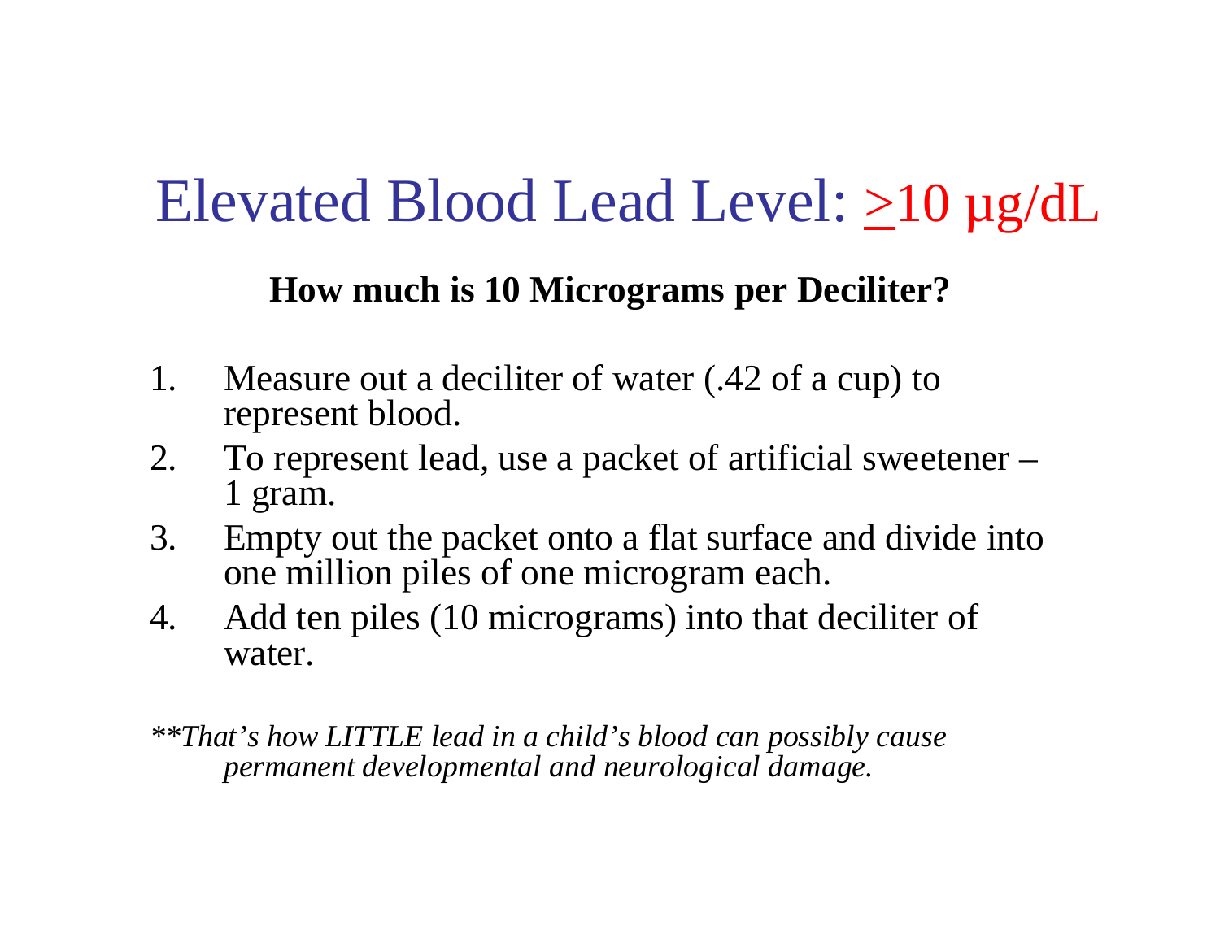# Elevated Blood Lead Level: ≥10 µg/dL

**How much is 10 Micrograms per Deciliter?**

1. Measure out a deciliter of water (.42 of a cup) to represent blood.
2. To represent lead, use a packet of artificial sweetener – 1 gram.
3. Empty out the packet onto a flat surface and divide into one million piles of one microgram each.
4. Add ten piles (10 micrograms) into that deciliter of water.

*\*\*That's how LITTLE lead in a child's blood can possibly cause permanent developmental and neurological damage.*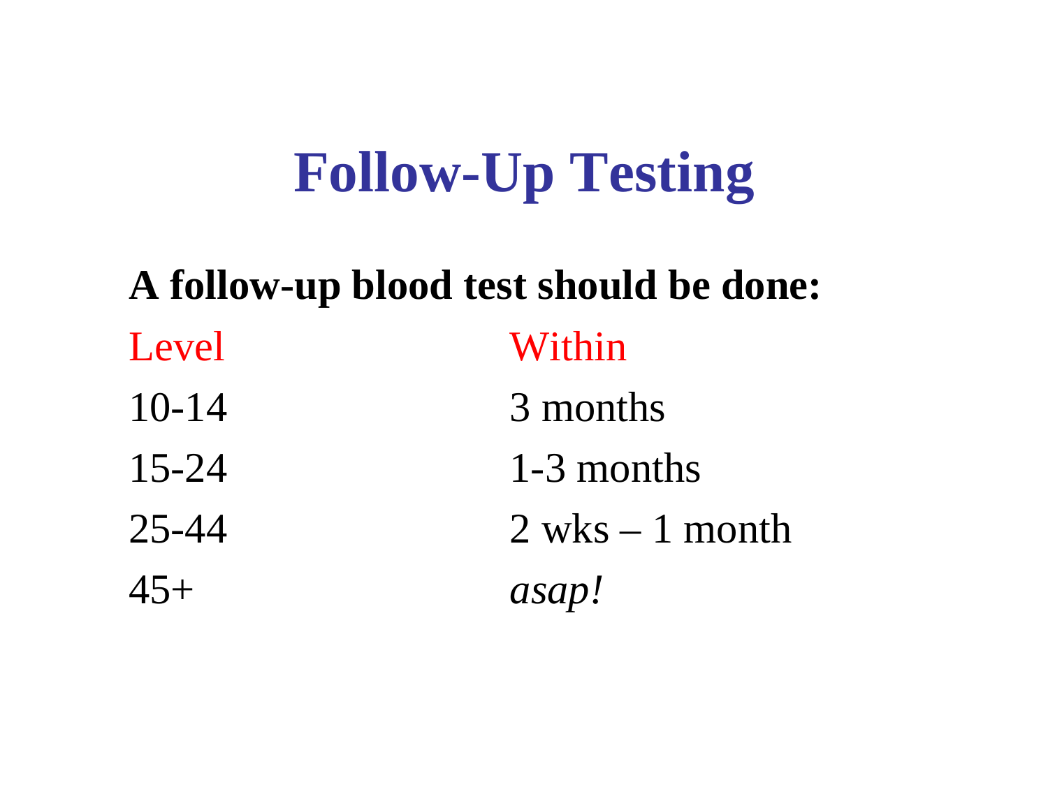# Follow-Up Testing

**A follow-up blood test should be done:**

| Level | Within |
| --- | --- |
| 10-14 | 3 months |
| 15-24 | 1-3 months |
| 25-44 | 2 wks – 1 month |
| 45+ | *asap!* |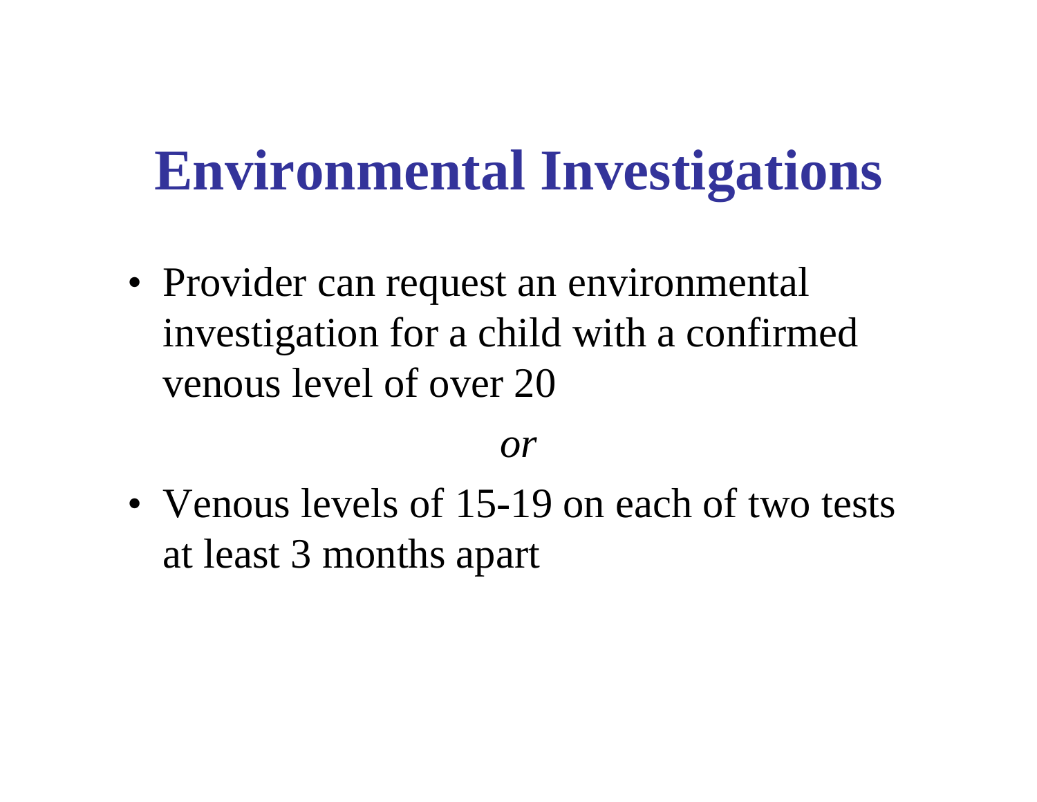# Environmental Investigations

- Provider can request an environmental investigation for a child with a confirmed venous level of over 20

*or*

- Venous levels of 15-19 on each of two tests at least 3 months apart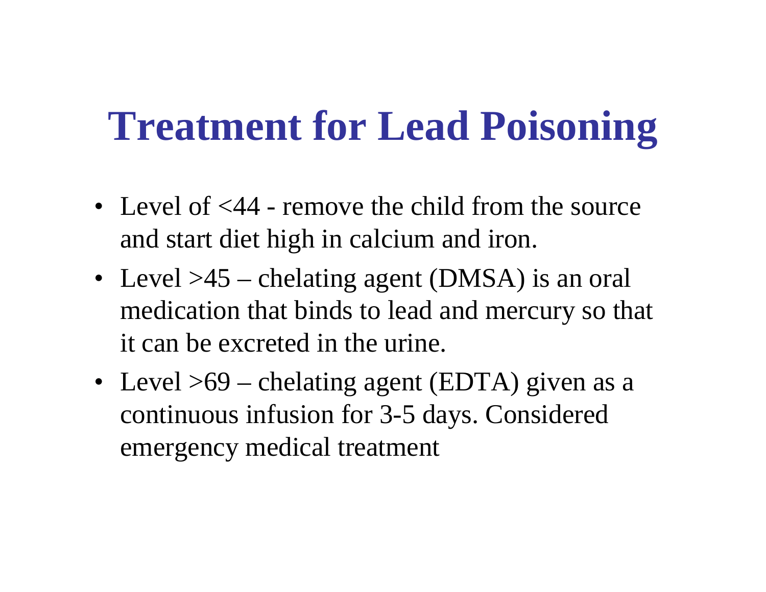# Treatment for Lead Poisoning

- Level of <44 - remove the child from the source and start diet high in calcium and iron.
- Level >45 – chelating agent (DMSA) is an oral medication that binds to lead and mercury so that it can be excreted in the urine.
- Level >69 – chelating agent (EDTA) given as a continuous infusion for 3-5 days. Considered emergency medical treatment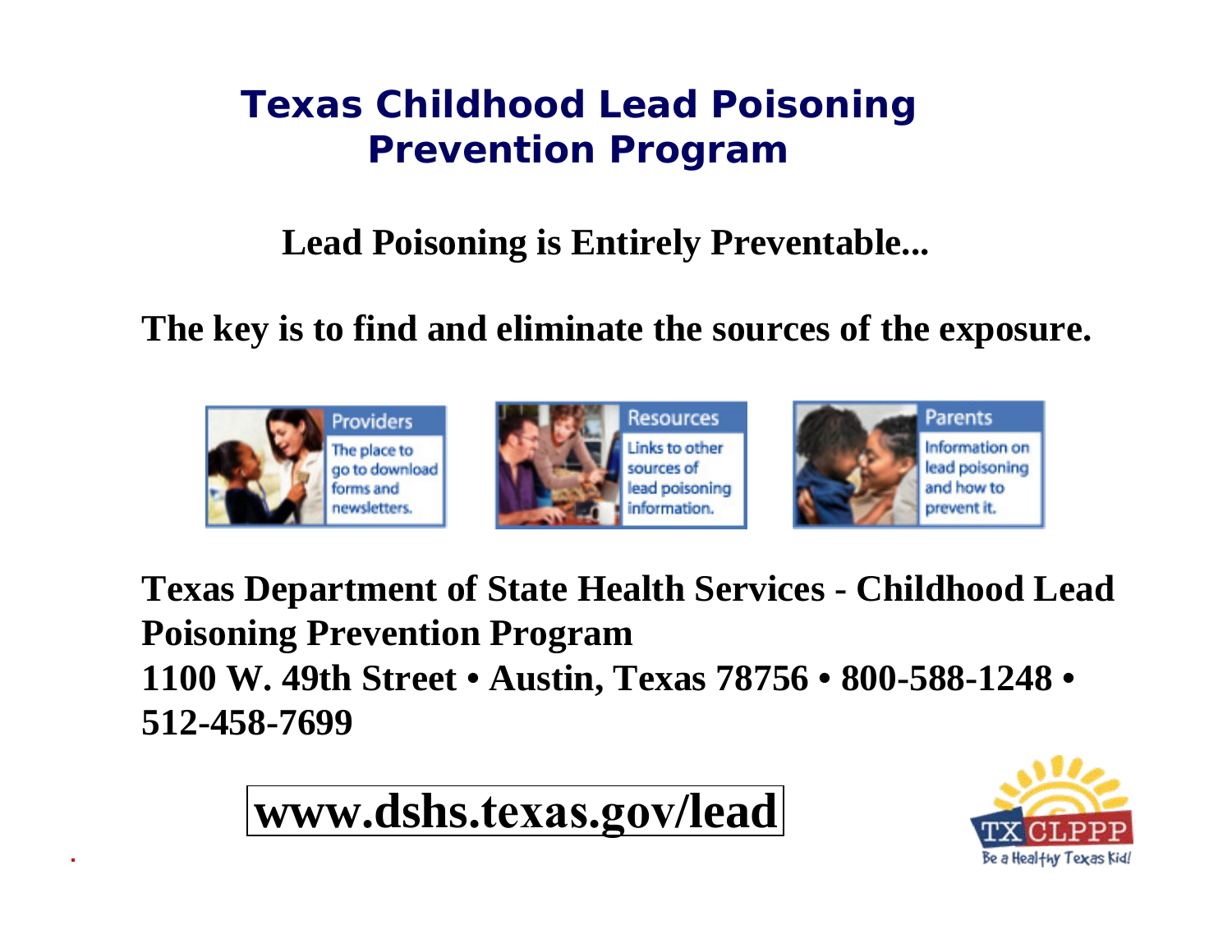# Texas Childhood Lead Poisoning Prevention Program

**Lead Poisoning is Entirely Preventable...**

**The key is to find and eliminate the sources of the exposure.**

**Providers** — The place to go to download forms and newsletters.

**Resources** — Links to other sources of lead poisoning information.

**Parents** — Information on lead poisoning and how to prevent it.

**Texas Department of State Health Services - Childhood Lead Poisoning Prevention Program**
**1100 W. 49th Street • Austin, Texas 78756 • 800-588-1248 • 512-458-7699**

**www.dshs.texas.gov/lead**

TX CLPPP
Be a Healthy Texas Kid!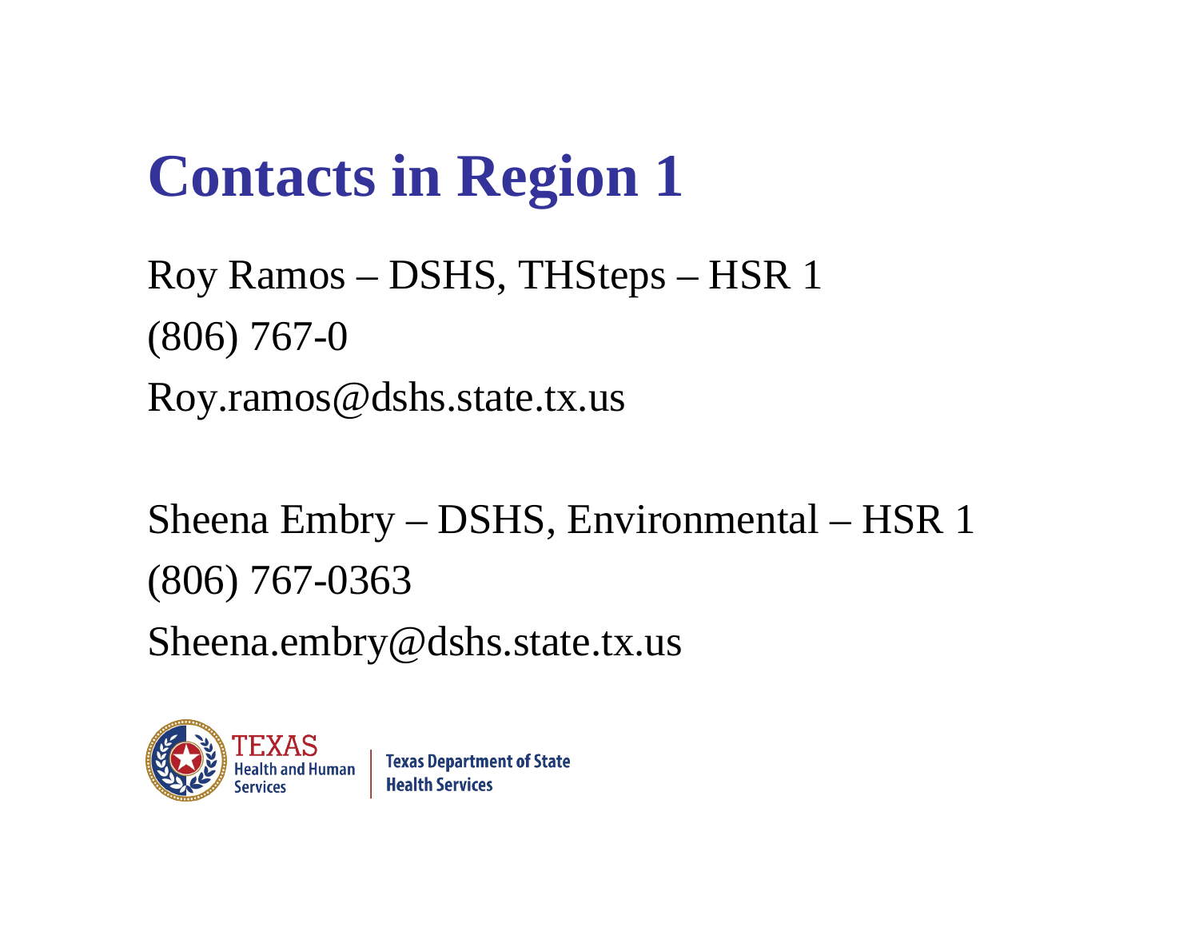# Contacts in Region 1

Roy Ramos – DSHS, THSteps – HSR 1
(806) 767-0
Roy.ramos@dshs.state.tx.us

Sheena Embry – DSHS, Environmental – HSR 1
(806) 767-0363
Sheena.embry@dshs.state.tx.us

TEXAS
Health and Human Services

Texas Department of State Health Services